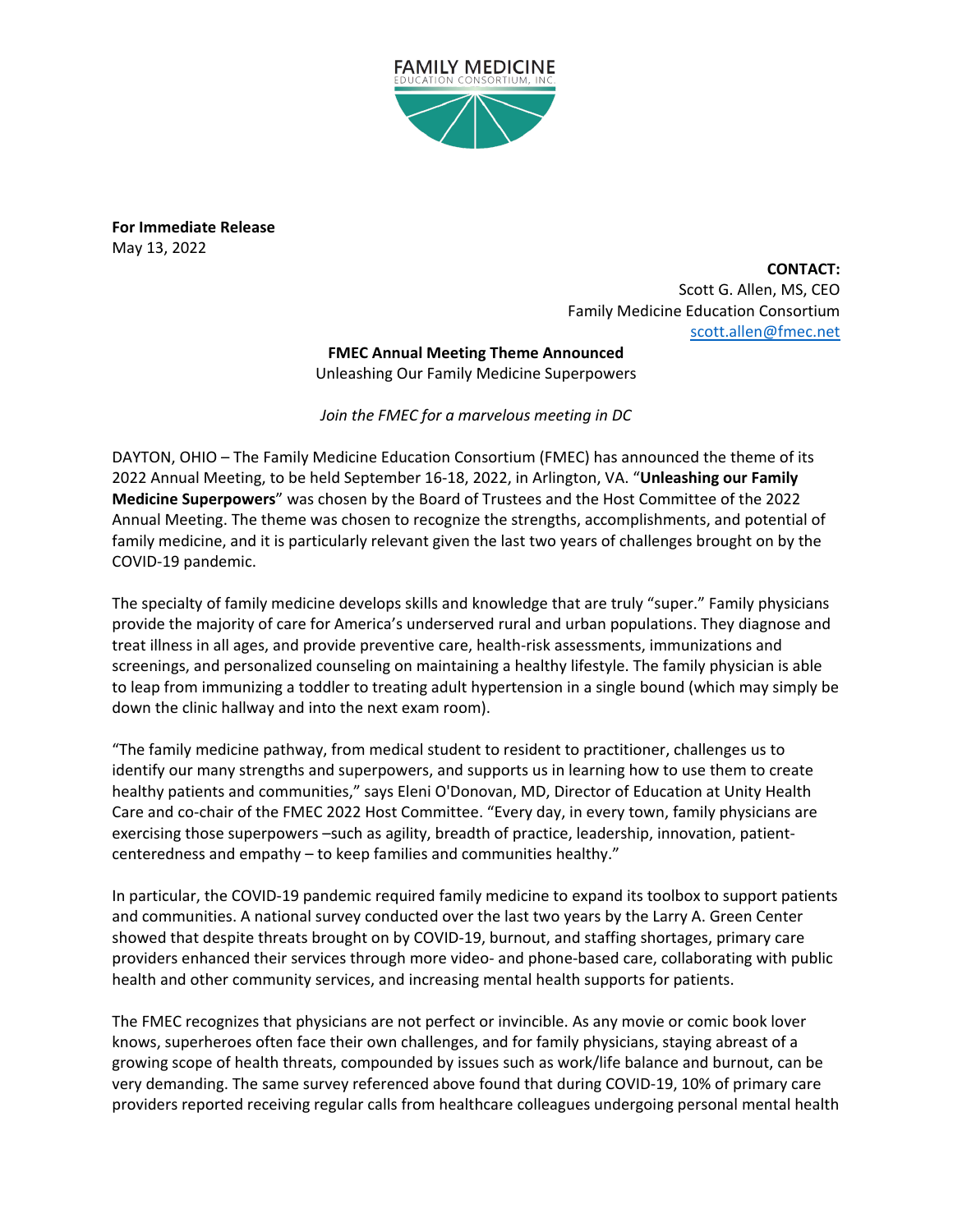FAMILY MEDICINE
EDUCATION CONSORTIUM, INC.

**For Immediate Release**
May 13, 2022

**CONTACT:**
Scott G. Allen, MS, CEO
Family Medicine Education Consortium
scott.allen@fmec.net

**FMEC Annual Meeting Theme Announced**
Unleashing Our Family Medicine Superpowers

*Join the FMEC for a marvelous meeting in DC*

DAYTON, OHIO – The Family Medicine Education Consortium (FMEC) has announced the theme of its 2022 Annual Meeting, to be held September 16-18, 2022, in Arlington, VA. "**Unleashing our Family Medicine Superpowers**" was chosen by the Board of Trustees and the Host Committee of the 2022 Annual Meeting. The theme was chosen to recognize the strengths, accomplishments, and potential of family medicine, and it is particularly relevant given the last two years of challenges brought on by the COVID-19 pandemic.

The specialty of family medicine develops skills and knowledge that are truly "super." Family physicians provide the majority of care for America's underserved rural and urban populations. They diagnose and treat illness in all ages, and provide preventive care, health-risk assessments, immunizations and screenings, and personalized counseling on maintaining a healthy lifestyle. The family physician is able to leap from immunizing a toddler to treating adult hypertension in a single bound (which may simply be down the clinic hallway and into the next exam room).

"The family medicine pathway, from medical student to resident to practitioner, challenges us to identify our many strengths and superpowers, and supports us in learning how to use them to create healthy patients and communities," says Eleni O'Donovan, MD, Director of Education at Unity Health Care and co-chair of the FMEC 2022 Host Committee. "Every day, in every town, family physicians are exercising those superpowers –such as agility, breadth of practice, leadership, innovation, patient-centeredness and empathy – to keep families and communities healthy."

In particular, the COVID-19 pandemic required family medicine to expand its toolbox to support patients and communities. A national survey conducted over the last two years by the Larry A. Green Center showed that despite threats brought on by COVID-19, burnout, and staffing shortages, primary care providers enhanced their services through more video- and phone-based care, collaborating with public health and other community services, and increasing mental health supports for patients.

The FMEC recognizes that physicians are not perfect or invincible. As any movie or comic book lover knows, superheroes often face their own challenges, and for family physicians, staying abreast of a growing scope of health threats, compounded by issues such as work/life balance and burnout, can be very demanding. The same survey referenced above found that during COVID-19, 10% of primary care providers reported receiving regular calls from healthcare colleagues undergoing personal mental health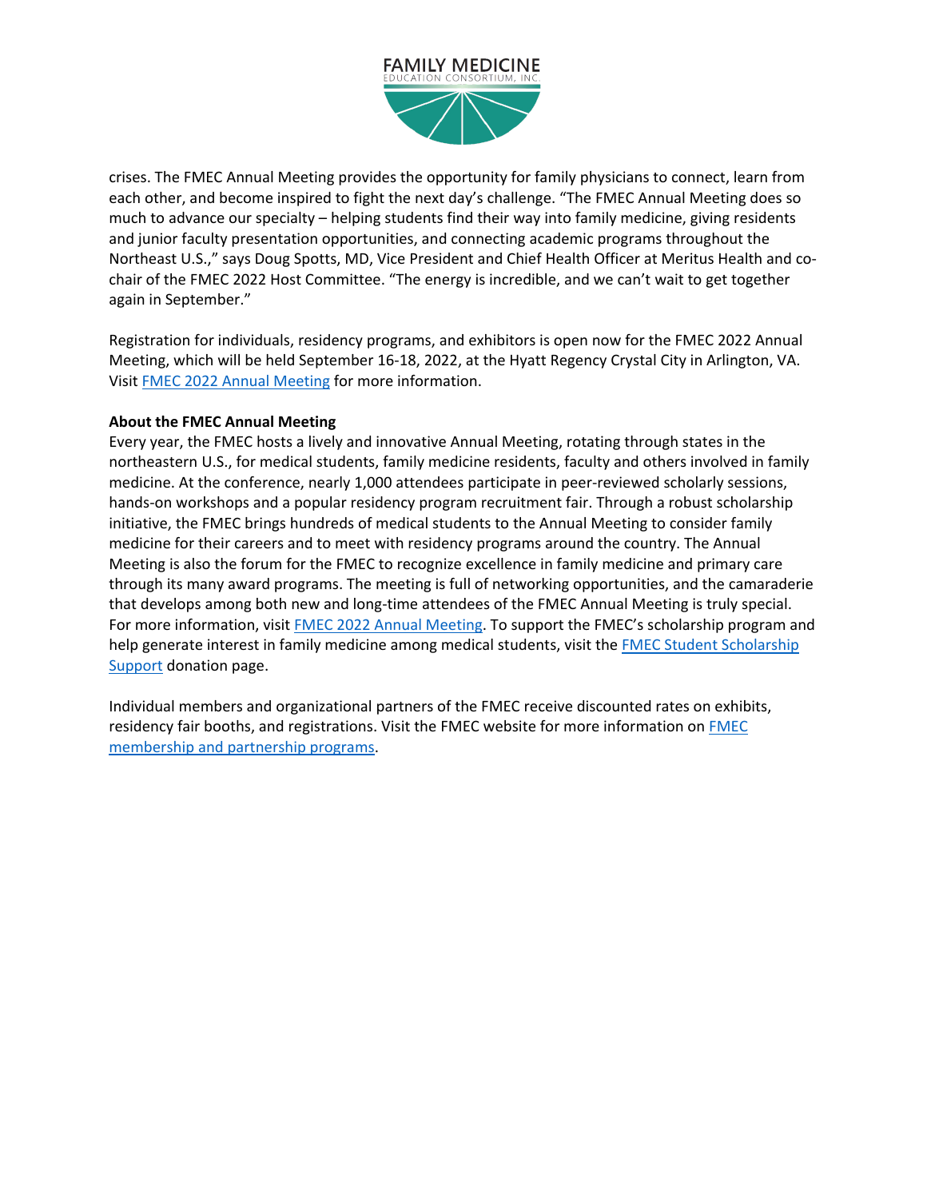crises. The FMEC Annual Meeting provides the opportunity for family physicians to connect, learn from each other, and become inspired to fight the next day's challenge. "The FMEC Annual Meeting does so much to advance our specialty – helping students find their way into family medicine, giving residents and junior faculty presentation opportunities, and connecting academic programs throughout the Northeast U.S.," says Doug Spotts, MD, Vice President and Chief Health Officer at Meritus Health and co-chair of the FMEC 2022 Host Committee. "The energy is incredible, and we can't wait to get together again in September."

Registration for individuals, residency programs, and exhibitors is open now for the FMEC 2022 Annual Meeting, which will be held September 16-18, 2022, at the Hyatt Regency Crystal City in Arlington, VA. Visit FMEC 2022 Annual Meeting for more information.

**About the FMEC Annual Meeting**

Every year, the FMEC hosts a lively and innovative Annual Meeting, rotating through states in the northeastern U.S., for medical students, family medicine residents, faculty and others involved in family medicine. At the conference, nearly 1,000 attendees participate in peer-reviewed scholarly sessions, hands-on workshops and a popular residency program recruitment fair. Through a robust scholarship initiative, the FMEC brings hundreds of medical students to the Annual Meeting to consider family medicine for their careers and to meet with residency programs around the country. The Annual Meeting is also the forum for the FMEC to recognize excellence in family medicine and primary care through its many award programs. The meeting is full of networking opportunities, and the camaraderie that develops among both new and long-time attendees of the FMEC Annual Meeting is truly special. For more information, visit FMEC 2022 Annual Meeting. To support the FMEC's scholarship program and help generate interest in family medicine among medical students, visit the FMEC Student Scholarship Support donation page.

Individual members and organizational partners of the FMEC receive discounted rates on exhibits, residency fair booths, and registrations. Visit the FMEC website for more information on FMEC membership and partnership programs.